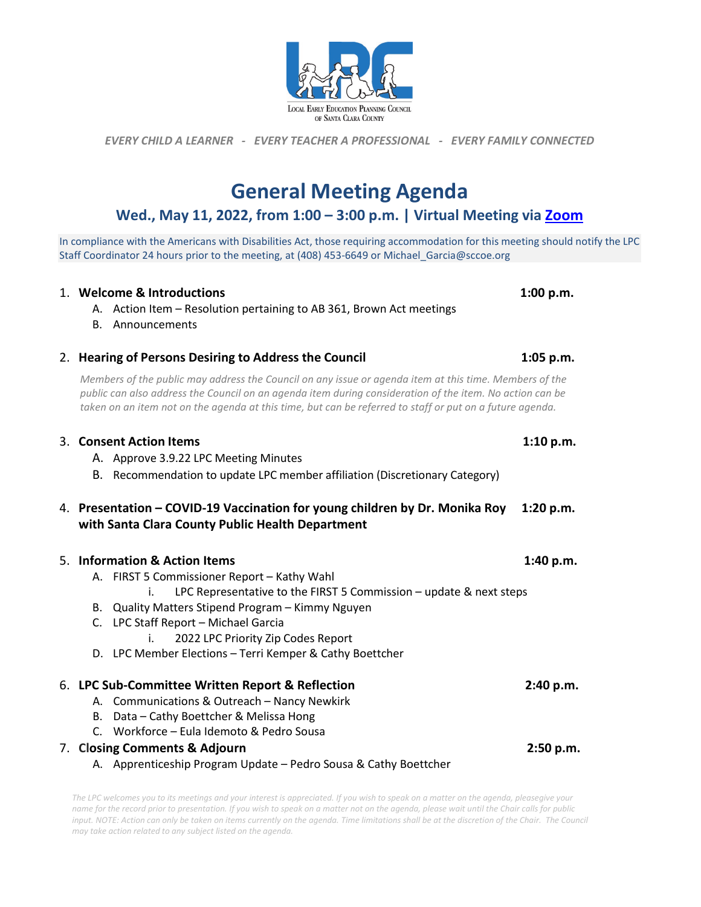LOCAL EARLY EDUCATION PLANNING COUNCIL OF SANTA CLARA COUNTY

*EVERY CHILD A LEARNER - EVERY TEACHER A PROFESSIONAL - EVERY FAMILY CONNECTED*

# General Meeting Agenda

## Wed., May 11, 2022, from 1:00 – 3:00 p.m. | Virtual Meeting via [Zoom]

In compliance with the Americans with Disabilities Act, those requiring accommodation for this meeting should notify the LPC Staff Coordinator 24 hours prior to the meeting, at (408) 453-6649 or Michael_Garcia@sccoe.org

1. **Welcome & Introductions** **1:00 p.m.**
   A. Action Item – Resolution pertaining to AB 361, Brown Act meetings
   B. Announcements

2. **Hearing of Persons Desiring to Address the Council** **1:05 p.m.**

   *Members of the public may address the Council on any issue or agenda item at this time. Members of the public can also address the Council on an agenda item during consideration of the item. No action can be taken on an item not on the agenda at this time, but can be referred to staff or put on a future agenda.*

3. **Consent Action Items** **1:10 p.m.**
   A. Approve 3.9.22 LPC Meeting Minutes
   B. Recommendation to update LPC member affiliation (Discretionary Category)

4. **Presentation – COVID-19 Vaccination for young children by Dr. Monika Roy with Santa Clara County Public Health Department** **1:20 p.m.**

5. **Information & Action Items** **1:40 p.m.**
   A. FIRST 5 Commissioner Report – Kathy Wahl
      i. LPC Representative to the FIRST 5 Commission – update & next steps
   B. Quality Matters Stipend Program – Kimmy Nguyen
   C. LPC Staff Report – Michael Garcia
      i. 2022 LPC Priority Zip Codes Report
   D. LPC Member Elections – Terri Kemper & Cathy Boettcher

6. **LPC Sub-Committee Written Report & Reflection** **2:40 p.m.**
   A. Communications & Outreach – Nancy Newkirk
   B. Data – Cathy Boettcher & Melissa Hong
   C. Workforce – Eula Idemoto & Pedro Sousa

7. **Closing Comments & Adjourn** **2:50 p.m.**
   A. Apprenticeship Program Update – Pedro Sousa & Cathy Boettcher

*The LPC welcomes you to its meetings and your interest is appreciated. If you wish to speak on a matter on the agenda, pleasegive your name for the record prior to presentation. If you wish to speak on a matter not on the agenda, please wait until the Chair calls for public input. NOTE: Action can only be taken on items currently on the agenda. Time limitations shall be at the discretion of the Chair. The Council may take action related to any subject listed on the agenda.*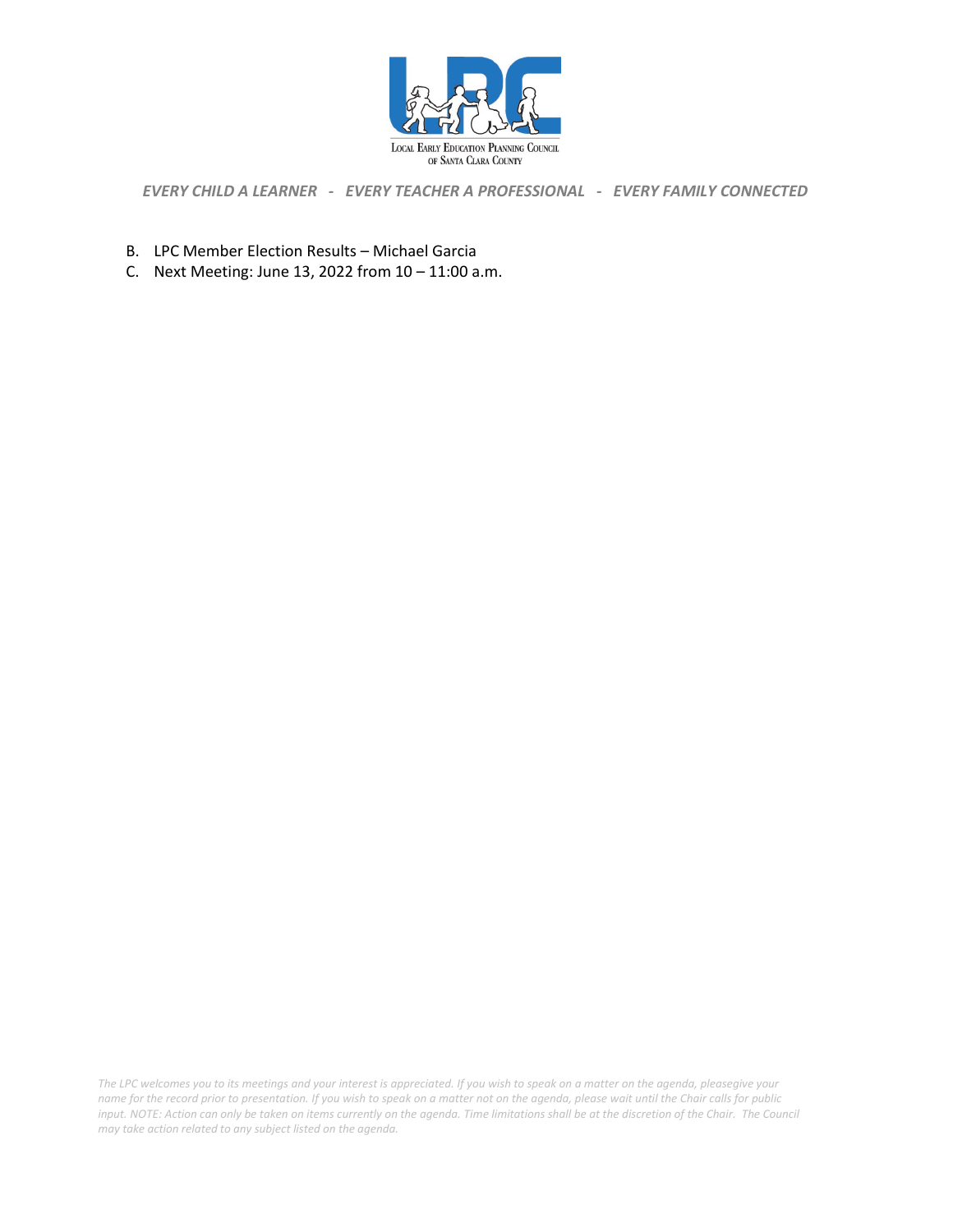LOCAL EARLY EDUCATION PLANNING COUNCIL OF SANTA CLARA COUNTY

*EVERY CHILD A LEARNER - EVERY TEACHER A PROFESSIONAL - EVERY FAMILY CONNECTED*

B. LPC Member Election Results – Michael Garcia
C. Next Meeting: June 13, 2022 from 10 – 11:00 a.m.

*The LPC welcomes you to its meetings and your interest is appreciated. If you wish to speak on a matter on the agenda, pleasegive your name for the record prior to presentation. If you wish to speak on a matter not on the agenda, please wait until the Chair calls for public input. NOTE: Action can only be taken on items currently on the agenda. Time limitations shall be at the discretion of the Chair. The Council may take action related to any subject listed on the agenda.*